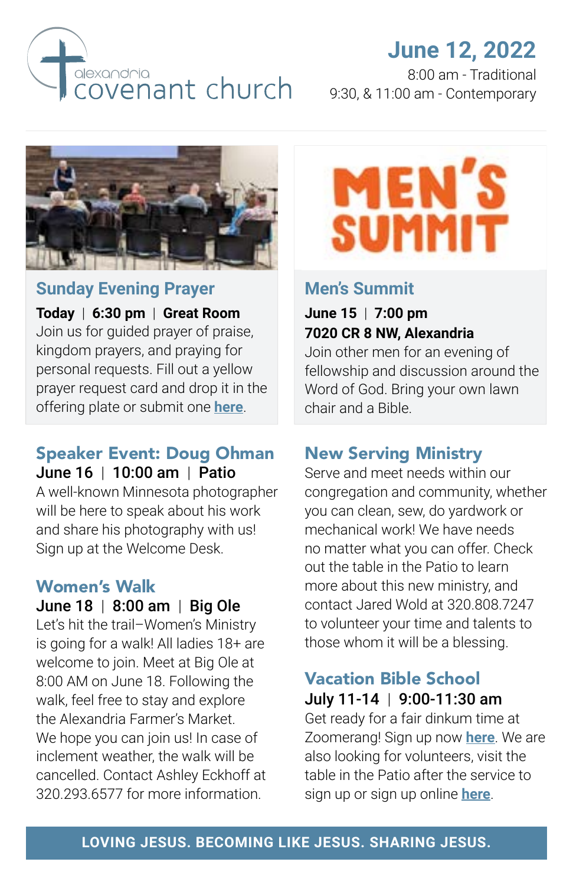alexandria covenant church

## June 12, 2022

8:00 am - Traditional
9:30, & 11:00 am - Contemporary

### Sunday Evening Prayer

**Today | 6:30 pm | Great Room**
Join us for guided prayer of praise, kingdom prayers, and praying for personal requests. Fill out a yellow prayer request card and drop it in the offering plate or submit one **here**.

### Men's Summit

**June 15 | 7:00 pm**
**7020 CR 8 NW, Alexandria**
Join other men for an evening of fellowship and discussion around the Word of God. Bring your own lawn chair and a Bible.

### Speaker Event: Doug Ohman

**June 16 | 10:00 am | Patio**
A well-known Minnesota photographer will be here to speak about his work and share his photography with us! Sign up at the Welcome Desk.

### Women's Walk

**June 18 | 8:00 am | Big Ole**
Let's hit the trail–Women's Ministry is going for a walk! All ladies 18+ are welcome to join. Meet at Big Ole at 8:00 AM on June 18. Following the walk, feel free to stay and explore the Alexandria Farmer's Market. We hope you can join us! In case of inclement weather, the walk will be cancelled. Contact Ashley Eckhoff at 320.293.6577 for more information.

### New Serving Ministry

Serve and meet needs within our congregation and community, whether you can clean, sew, do yardwork or mechanical work! We have needs no matter what you can offer. Check out the table in the Patio to learn more about this new ministry, and contact Jared Wold at 320.808.7247 to volunteer your time and talents to those whom it will be a blessing.

### Vacation Bible School

**July 11-14 | 9:00-11:30 am**
Get ready for a fair dinkum time at Zoomerang! Sign up now **here**. We are also looking for volunteers, visit the table in the Patio after the service to sign up or sign up online **here**.

**LOVING JESUS. BECOMING LIKE JESUS. SHARING JESUS.**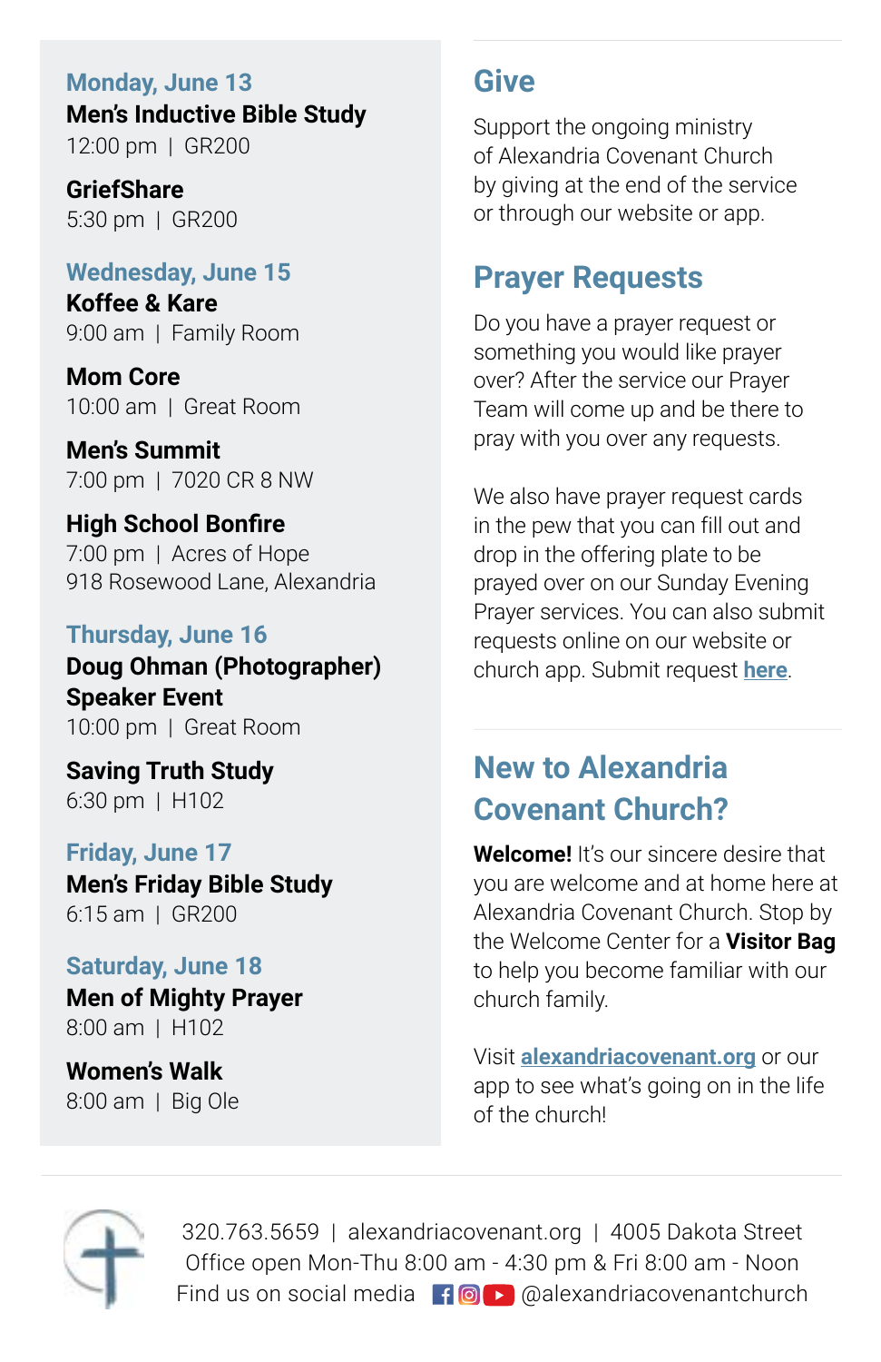### Monday, June 13

**Men's Inductive Bible Study**
12:00 pm | GR200

**GriefShare**
5:30 pm | GR200

### Wednesday, June 15

**Koffee & Kare**
9:00 am | Family Room

**Mom Core**
10:00 am | Great Room

**Men's Summit**
7:00 pm | 7020 CR 8 NW

**High School Bonfire**
7:00 pm | Acres of Hope
918 Rosewood Lane, Alexandria

### Thursday, June 16

**Doug Ohman (Photographer) Speaker Event**
10:00 pm | Great Room

**Saving Truth Study**
6:30 pm | H102

### Friday, June 17

**Men's Friday Bible Study**
6:15 am | GR200

### Saturday, June 18

**Men of Mighty Prayer**
8:00 am | H102

**Women's Walk**
8:00 am | Big Ole

## Give

Support the ongoing ministry of Alexandria Covenant Church by giving at the end of the service or through our website or app.

## Prayer Requests

Do you have a prayer request or something you would like prayer over? After the service our Prayer Team will come up and be there to pray with you over any requests.

We also have prayer request cards in the pew that you can fill out and drop in the offering plate to be prayed over on our Sunday Evening Prayer services. You can also submit requests online on our website or church app. Submit request **here**.

## New to Alexandria Covenant Church?

**Welcome!** It's our sincere desire that you are welcome and at home here at Alexandria Covenant Church. Stop by the Welcome Center for a **Visitor Bag** to help you become familiar with our church family.

Visit **alexandriacovenant.org** or our app to see what's going on in the life of the church!

320.763.5659 | alexandriacovenant.org | 4005 Dakota Street
Office open Mon-Thu 8:00 am - 4:30 pm & Fri 8:00 am - Noon
Find us on social media @alexandriacovenantchurch